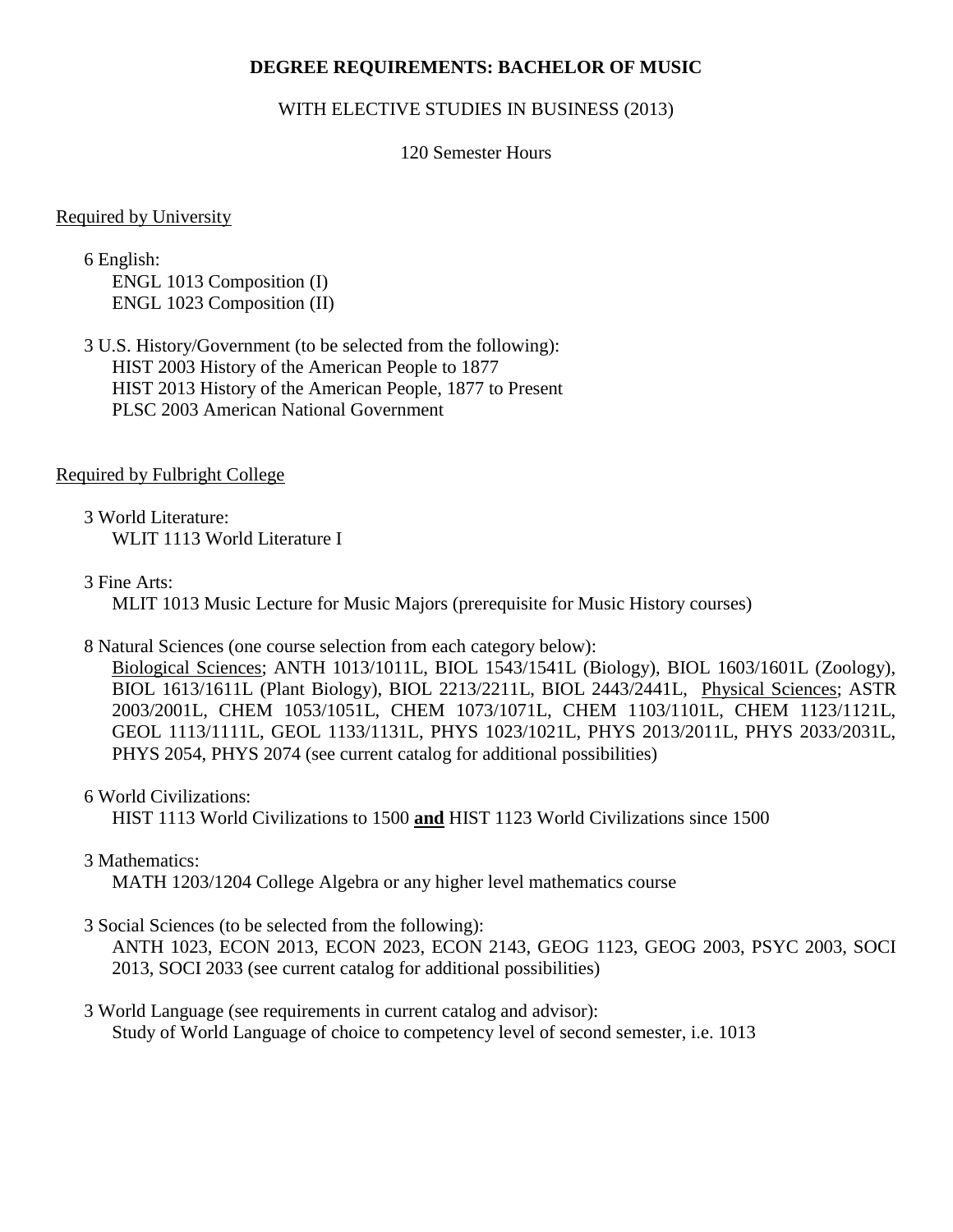# DEGREE REQUIREMENTS: BACHELOR OF MUSIC

WITH ELECTIVE STUDIES IN BUSINESS (2013)

120 Semester Hours

<u>Required by University</u>

6 English:
- ENGL 1013 Composition (I)
- ENGL 1023 Composition (II)

3 U.S. History/Government (to be selected from the following):
- HIST 2003 History of the American People to 1877
- HIST 2013 History of the American People, 1877 to Present
- PLSC 2003 American National Government

<u>Required by Fulbright College</u>

3 World Literature:
- WLIT 1113 World Literature I

3 Fine Arts:
- MLIT 1013 Music Lecture for Music Majors (prerequisite for Music History courses)

8 Natural Sciences (one course selection from each category below):
<u>Biological Sciences</u>; ANTH 1013/1011L, BIOL 1543/1541L (Biology), BIOL 1603/1601L (Zoology), BIOL 1613/1611L (Plant Biology), BIOL 2213/2211L, BIOL 2443/2441L, <u>Physical Sciences</u>; ASTR 2003/2001L, CHEM 1053/1051L, CHEM 1073/1071L, CHEM 1103/1101L, CHEM 1123/1121L, GEOL 1113/1111L, GEOL 1133/1131L, PHYS 1023/1021L, PHYS 2013/2011L, PHYS 2033/2031L, PHYS 2054, PHYS 2074 (see current catalog for additional possibilities)

6 World Civilizations:
HIST 1113 World Civilizations to 1500 <u>**and**</u> HIST 1123 World Civilizations since 1500

3 Mathematics:
MATH 1203/1204 College Algebra or any higher level mathematics course

3 Social Sciences (to be selected from the following):
ANTH 1023, ECON 2013, ECON 2023, ECON 2143, GEOG 1123, GEOG 2003, PSYC 2003, SOCI 2013, SOCI 2033 (see current catalog for additional possibilities)

3 World Language (see requirements in current catalog and advisor):
Study of World Language of choice to competency level of second semester, i.e. 1013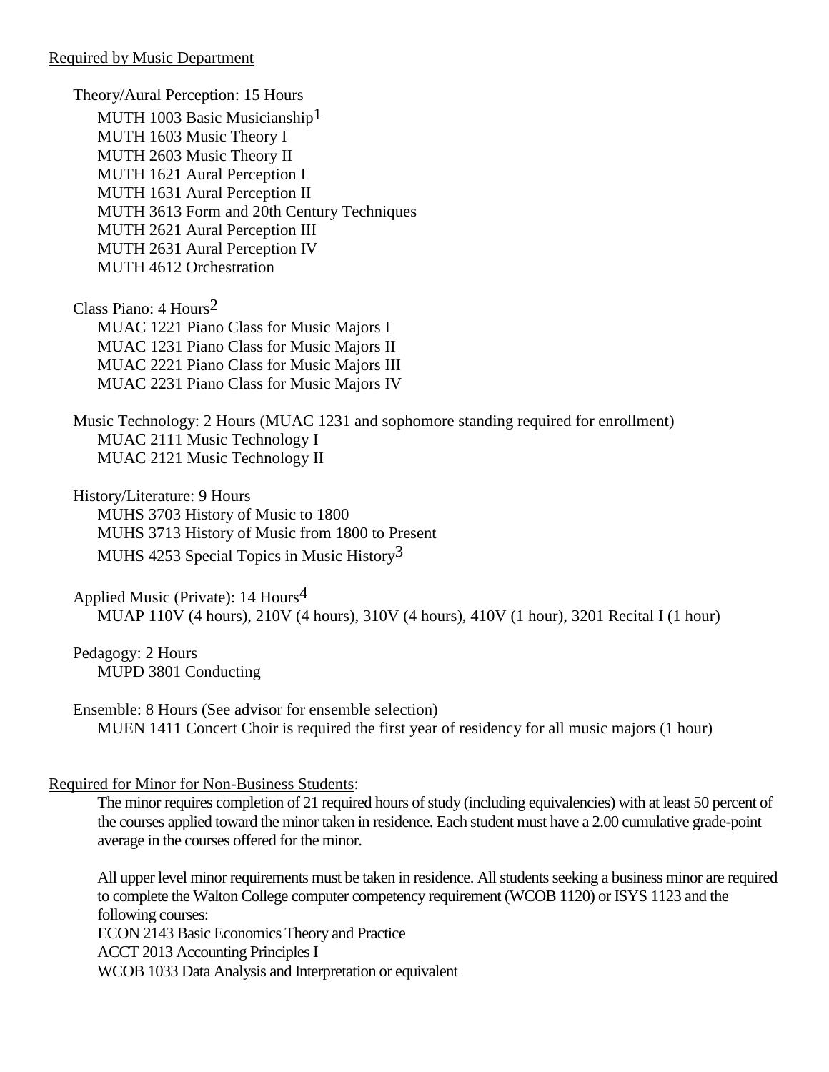Required by Music Department

Theory/Aural Perception: 15 Hours

MUTH 1003 Basic Musicianship[1]
MUTH 1603 Music Theory I
MUTH 2603 Music Theory II
MUTH 1621 Aural Perception I
MUTH 1631 Aural Perception II
MUTH 3613 Form and 20th Century Techniques
MUTH 2621 Aural Perception III
MUTH 2631 Aural Perception IV
MUTH 4612 Orchestration

Class Piano: 4 Hours[2]

MUAC 1221 Piano Class for Music Majors I
MUAC 1231 Piano Class for Music Majors II
MUAC 2221 Piano Class for Music Majors III
MUAC 2231 Piano Class for Music Majors IV

Music Technology: 2 Hours (MUAC 1231 and sophomore standing required for enrollment)

MUAC 2111 Music Technology I
MUAC 2121 Music Technology II

History/Literature: 9 Hours

MUHS 3703 History of Music to 1800
MUHS 3713 History of Music from 1800 to Present
MUHS 4253 Special Topics in Music History[3]

Applied Music (Private): 14 Hours[4]

MUAP 110V (4 hours), 210V (4 hours), 310V (4 hours), 410V (1 hour), 3201 Recital I (1 hour)

Pedagogy: 2 Hours

MUPD 3801 Conducting

Ensemble: 8 Hours (See advisor for ensemble selection)

MUEN 1411 Concert Choir is required the first year of residency for all music majors (1 hour)

Required for Minor for Non-Business Students:

The minor requires completion of 21 required hours of study (including equivalencies) with at least 50 percent of the courses applied toward the minor taken in residence. Each student must have a 2.00 cumulative grade-point average in the courses offered for the minor.

All upper level minor requirements must be taken in residence. All students seeking a business minor are required to complete the Walton College computer competency requirement (WCOB 1120) or ISYS 1123 and the following courses:
ECON 2143 Basic Economics Theory and Practice
ACCT 2013 Accounting Principles I
WCOB 1033 Data Analysis and Interpretation or equivalent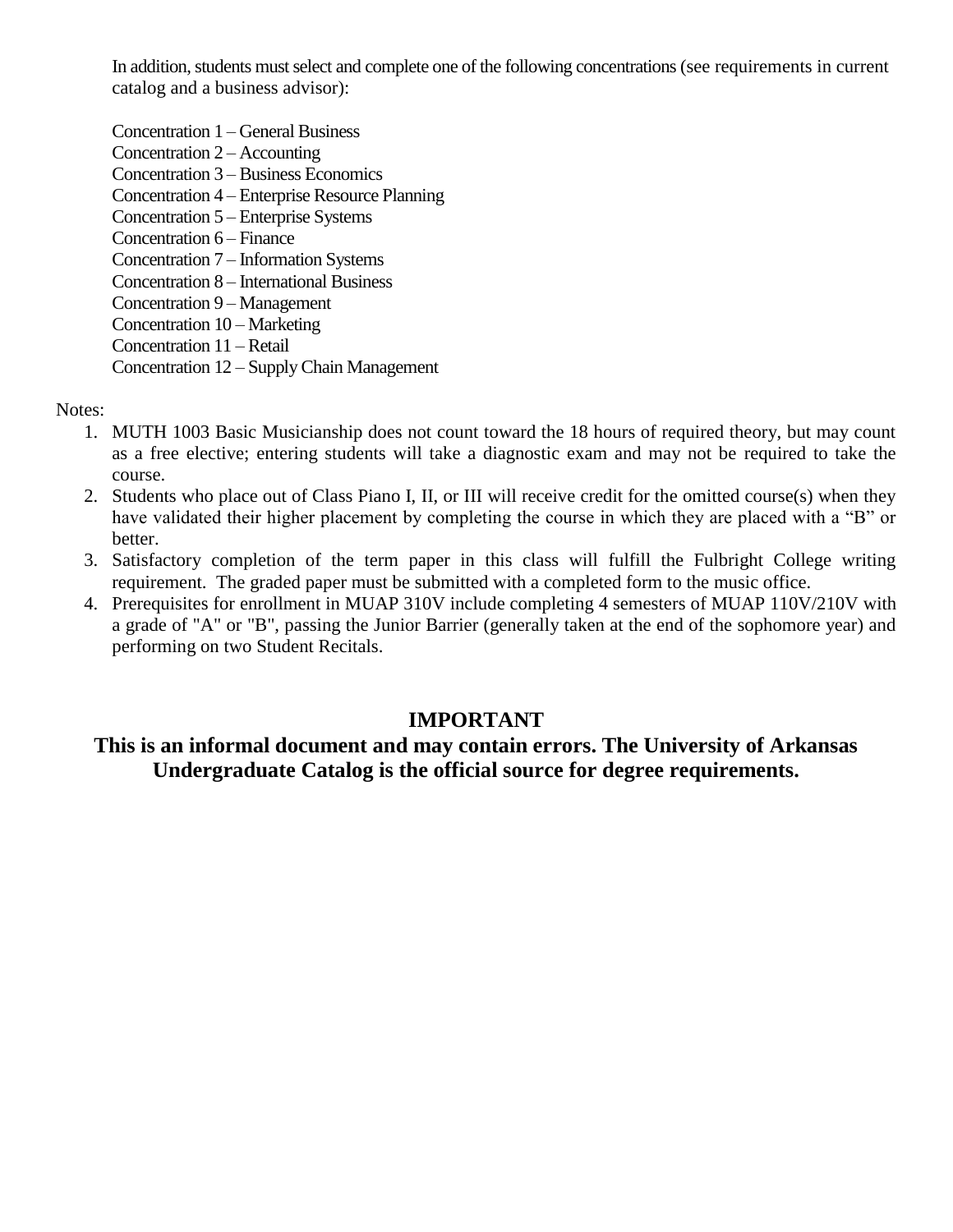In addition, students must select and complete one of the following concentrations (see requirements in current catalog and a business advisor):

Concentration 1 – General Business
Concentration 2 – Accounting
Concentration 3 – Business Economics
Concentration 4 – Enterprise Resource Planning
Concentration 5 – Enterprise Systems
Concentration 6 – Finance
Concentration 7 – Information Systems
Concentration 8 – International Business
Concentration 9 – Management
Concentration 10 – Marketing
Concentration 11 – Retail
Concentration 12 – Supply Chain Management

Notes:

1. MUTH 1003 Basic Musicianship does not count toward the 18 hours of required theory, but may count as a free elective; entering students will take a diagnostic exam and may not be required to take the course.
2. Students who place out of Class Piano I, II, or III will receive credit for the omitted course(s) when they have validated their higher placement by completing the course in which they are placed with a "B" or better.
3. Satisfactory completion of the term paper in this class will fulfill the Fulbright College writing requirement. The graded paper must be submitted with a completed form to the music office.
4. Prerequisites for enrollment in MUAP 310V include completing 4 semesters of MUAP 110V/210V with a grade of "A" or "B", passing the Junior Barrier (generally taken at the end of the sophomore year) and performing on two Student Recitals.

## IMPORTANT

**This is an informal document and may contain errors. The University of Arkansas Undergraduate Catalog is the official source for degree requirements.**